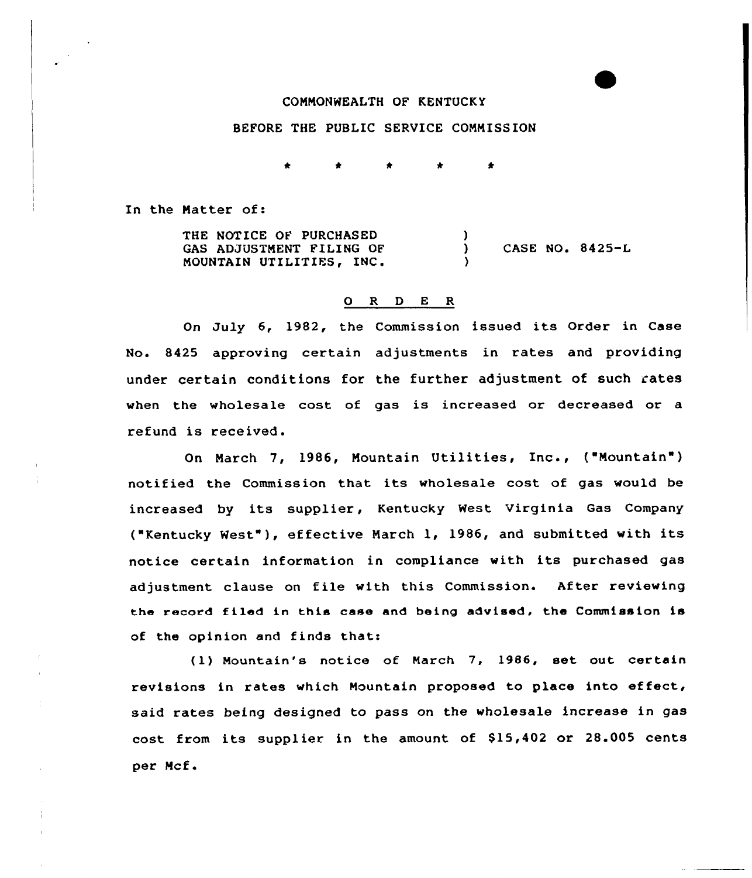COMMONWEALTH OF KENTUCKY

BEFORE THE PUBLIC SERVICE COMMISSION

\* \* \* \* \*

In the Matter of:

THE NOTICE OF PURCHASED GAS ADJUSTMENT FILING OF MOUNTAIN UTILITIES, INC. ) CASE NO. 8425-L

## O R D E R

On July 6, 1982, the Commission issued its Order in Case No. 8425 approving certain adjustments in rates and providing under certain conditions for the further adjustment of such rates when the wholesale cost of gas is increased or decreased or a refund is received.

On March 7, 1986, Mountain Utilities, Inc., ("Mountain") notified the Commission that its wholesale cost of gas would be increased by its supplier, Kentucky West Virginia Gas Company ("Kentucky West"), effective March 1, 1986, and submitted with its notice certain information in compliance with its purchased gas adjustment clause on file with this Commission. After reviewing the record filed in this case and being advised, the Commission is of the opinion and finds that:

(1) Mountain's notice of March 7, 1986, set out certain revisions in rates which Mountain proposed to place into effect, said rates being designed to pass on the wholesale increase in gas cost from its supplier in the amount of $15,402 or 28.005 cents per Mcf.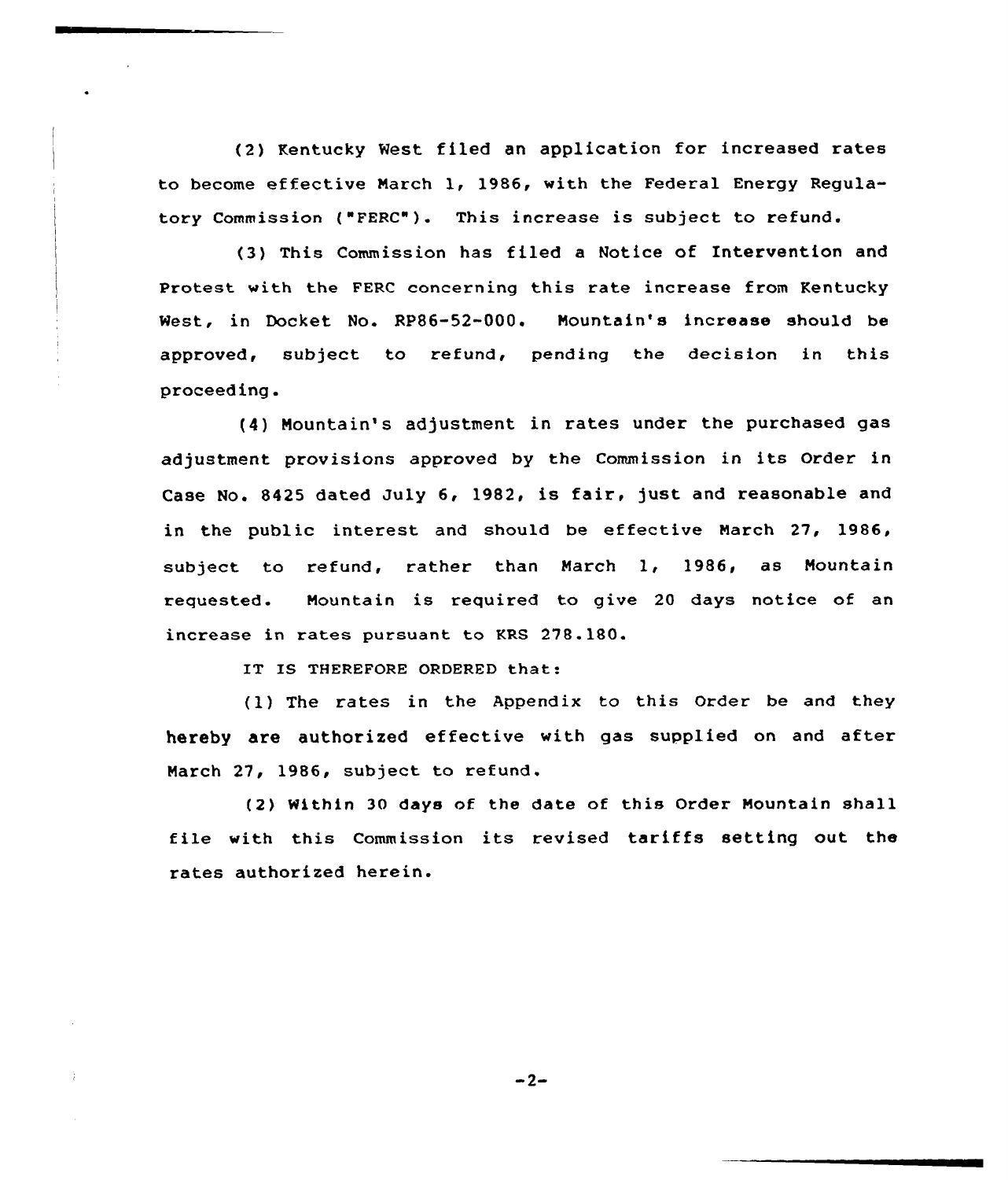(2) Kentucky West filed an application for increased rates to become effective March 1, 1986, with the Federal Energy Regulatory Commission ("FERC"). This increase is subject to refund.

(3) This Commission has filed a Notice of Intervention and Protest with the FERC concerning this rate increase from Kentucky West, in Docket No. RP86-52-000. Mountain's increase should be approved, subject to refund, pending the decision in this proceeding.

(4) Mountain's adjustment in rates under the purchased gas adjustment provisions approved by the Commission in its Order in Case No. 8425 dated July 6, 1982, is fair, just and reasonable and in the public interest and should be effective March 27, 1986, subject to refund, rather than March 1, 1986, as Mountain requested. Mountain is required to give 20 days notice of an increase in rates pursuant to KRS 278.180.

IT IS THEREFORE ORDERED that:

(1) The rates in the Appendix to this Order be and they hereby are authorized effective with gas supplied on and after March 27, 1986, subject to refund.

(2) Within 30 days of the date of this Order Mountain shall file with this Commission its revised tariffs setting out the rates authorized herein.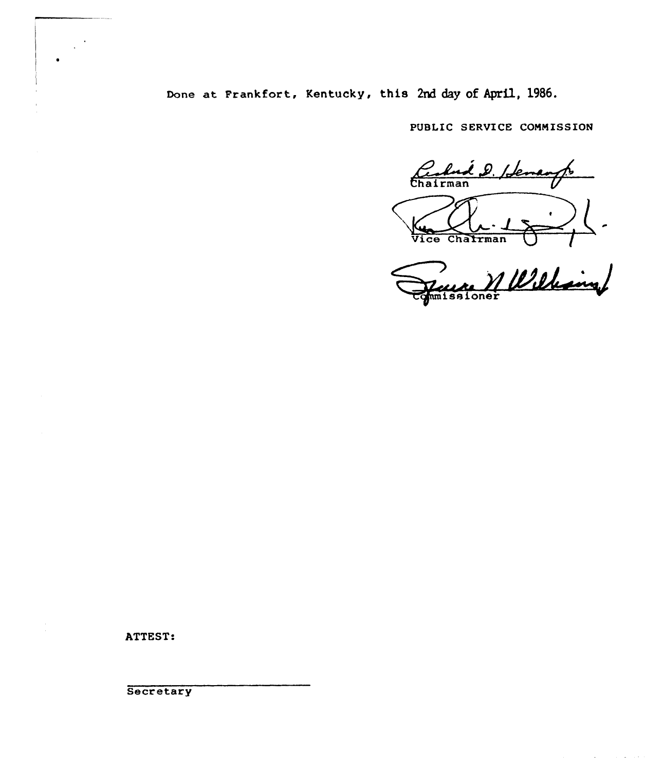Done at Frankfort, Kentucky, this 2nd day of April, 1986.

PUBLIC SERVICE COMMISSION

Chairman

Vice Chairman

Commissioner

ATTEST:

Secretary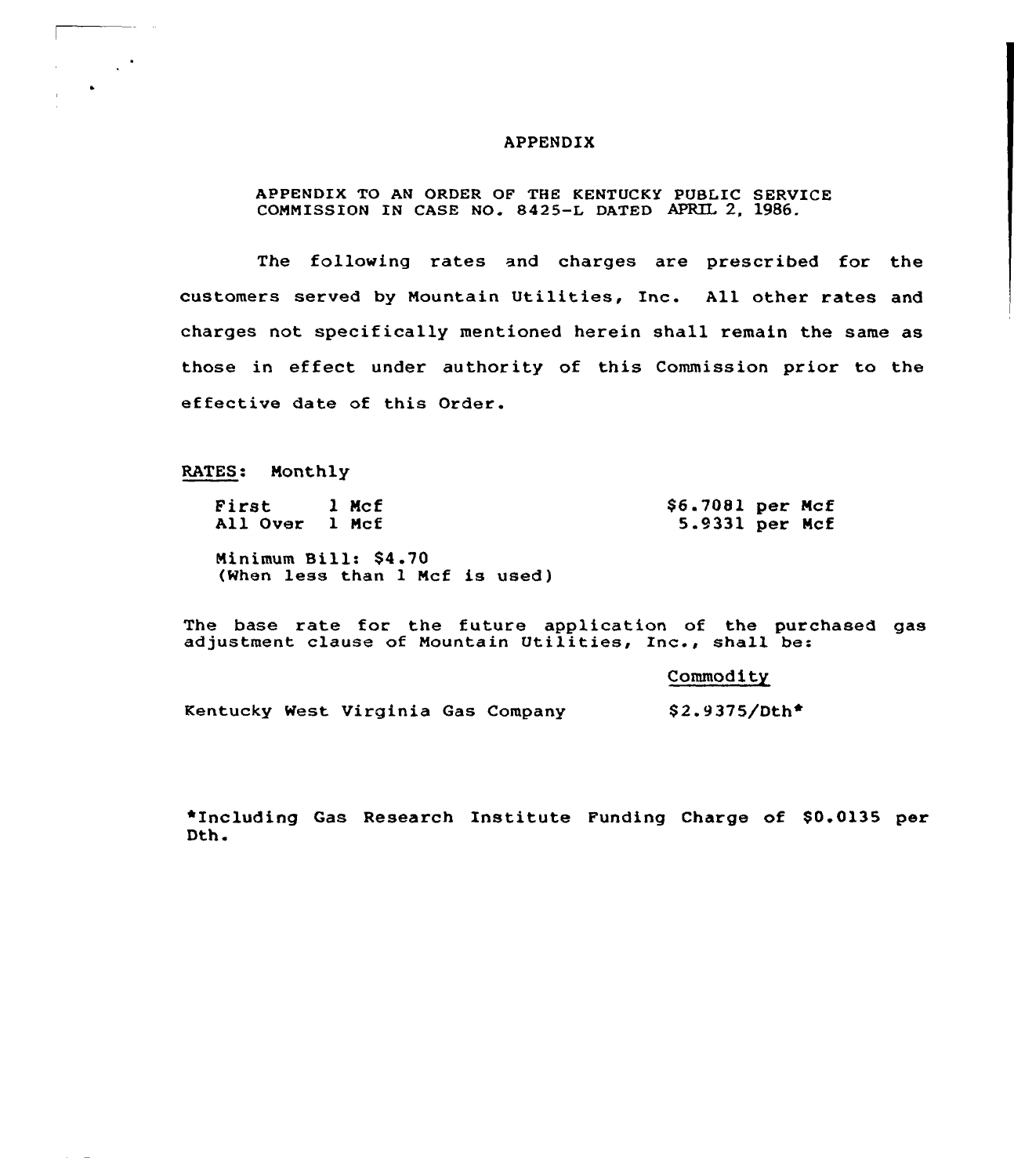# APPENDIX

APPENDIX TO AN ORDER OF THE KENTUCKY PUBLIC SERVICE COMMISSION IN CASE NO. 8425-L DATED APRIL 2, 1986.

The following rates and charges are prescribed for the customers served by Mountain Utilities, Inc. All other rates and charges not specifically mentioned herein shall remain the same as those in effect under authority of this Commission prior to the effective date of this Order.

RATES: Monthly

| | | |
|---|---|---|
| First | 1 Mcf | $6.7081 per Mcf |
| All Over | 1 Mcf | 5.9331 per Mcf |

Minimum Bill: $4.70
(When less than 1 Mcf is used)

The base rate for the future application of the purchased gas adjustment clause of Mountain Utilities, Inc., shall be:

| | Commodity |
|---|---|
| Kentucky West Virginia Gas Company | $2.9375/Dth* |

*Including Gas Research Institute Funding Charge of $0.0135 per Dth.